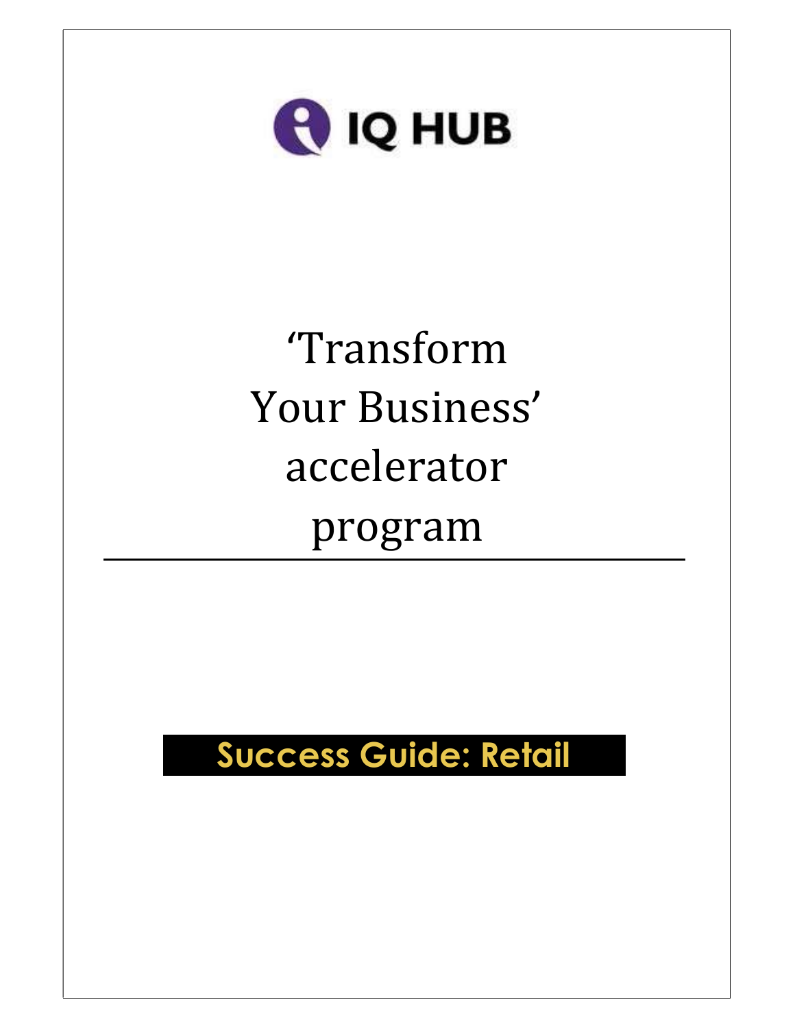IQ HUB

# ‘Transform Your Business’ accelerator program

## Success Guide: Retail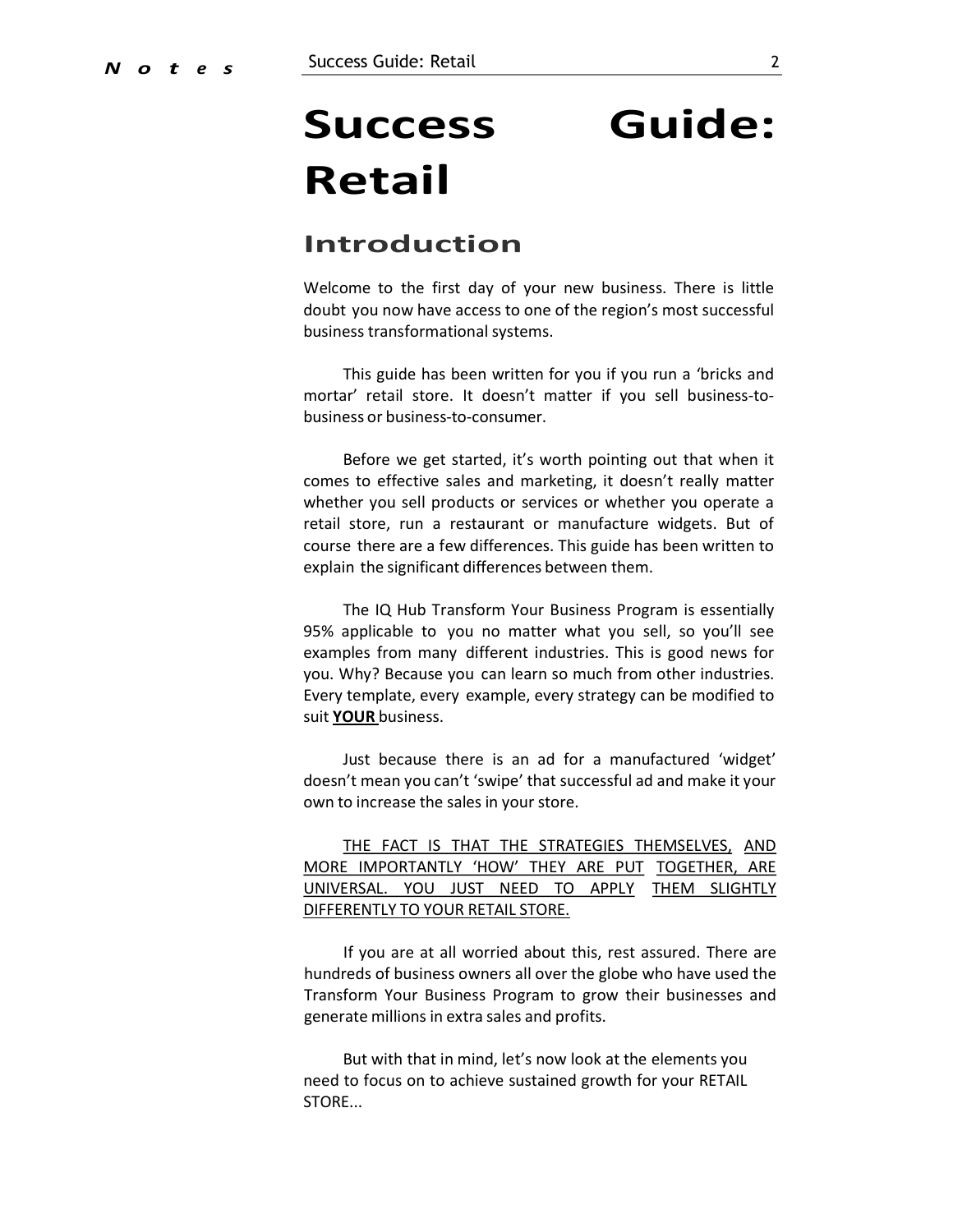# Success Guide: Retail

## Introduction

Welcome to the first day of your new business. There is little doubt you now have access to one of the region's most successful business transformational systems.

This guide has been written for you if you run a 'bricks and mortar' retail store. It doesn't matter if you sell business-to-business or business-to-consumer.

Before we get started, it's worth pointing out that when it comes to effective sales and marketing, it doesn't really matter whether you sell products or services or whether you operate a retail store, run a restaurant or manufacture widgets. But of course there are a few differences. This guide has been written to explain the significant differences between them.

The IQ Hub Transform Your Business Program is essentially 95% applicable to you no matter what you sell, so you'll see examples from many different industries. This is good news for you. Why? Because you can learn so much from other industries. Every template, every example, every strategy can be modified to suit **<u>YOUR</u>** business.

Just because there is an ad for a manufactured 'widget' doesn't mean you can't 'swipe' that successful ad and make it your own to increase the sales in your store.

<u>THE FACT IS THAT THE STRATEGIES THEMSELVES, AND MORE IMPORTANTLY 'HOW' THEY ARE PUT TOGETHER, ARE UNIVERSAL. YOU JUST NEED TO APPLY THEM SLIGHTLY DIFFERENTLY TO YOUR RETAIL STORE.</u>

If you are at all worried about this, rest assured. There are hundreds of business owners all over the globe who have used the Transform Your Business Program to grow their businesses and generate millions in extra sales and profits.

But with that in mind, let's now look at the elements you need to focus on to achieve sustained growth for your RETAIL STORE...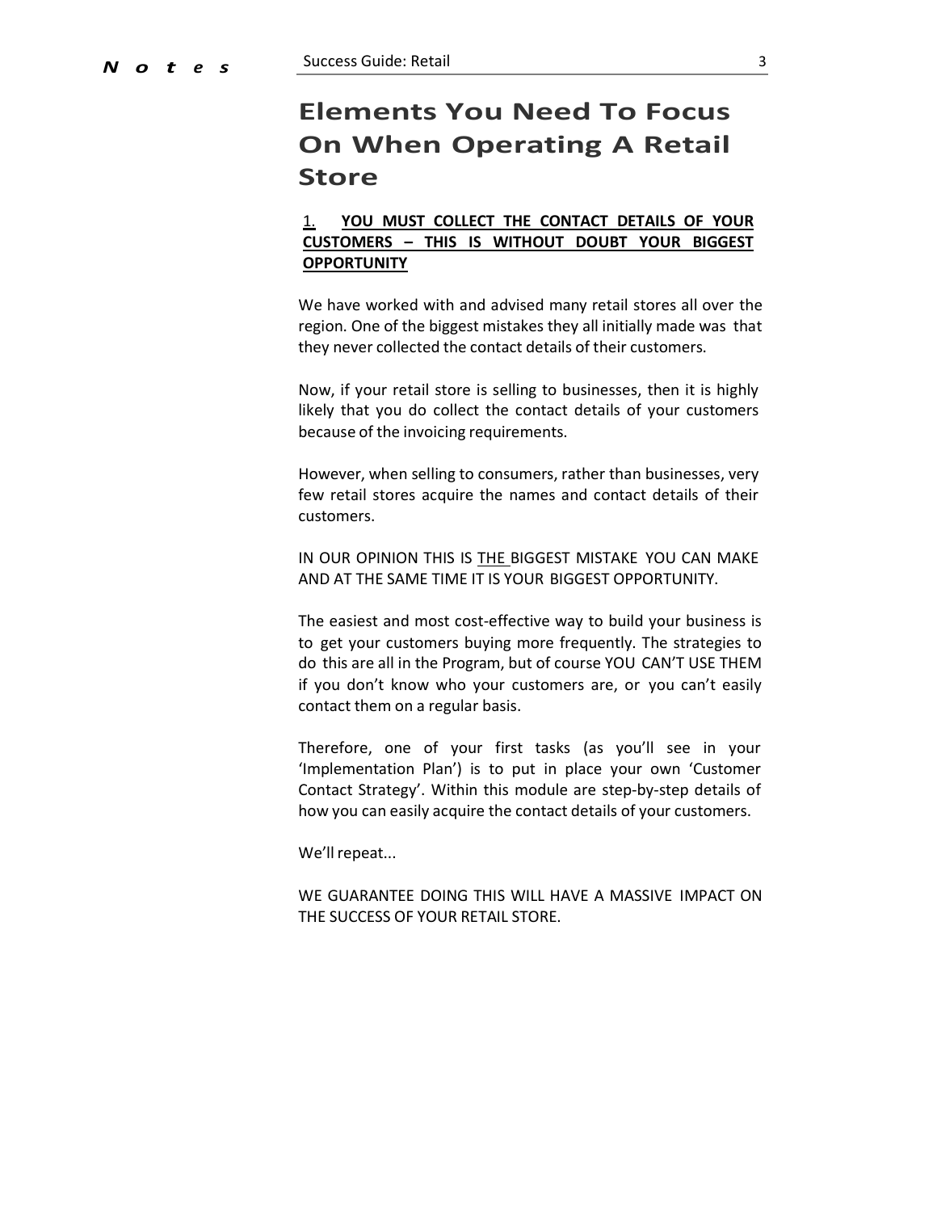# Elements You Need To Focus On When Operating A Retail Store

1. **YOU MUST COLLECT THE CONTACT DETAILS OF YOUR CUSTOMERS – THIS IS WITHOUT DOUBT YOUR BIGGEST OPPORTUNITY**

We have worked with and advised many retail stores all over the region. One of the biggest mistakes they all initially made was that they never collected the contact details of their customers.

Now, if your retail store is selling to businesses, then it is highly likely that you do collect the contact details of your customers because of the invoicing requirements.

However, when selling to consumers, rather than businesses, very few retail stores acquire the names and contact details of their customers.

IN OUR OPINION THIS IS THE BIGGEST MISTAKE YOU CAN MAKE AND AT THE SAME TIME IT IS YOUR BIGGEST OPPORTUNITY.

The easiest and most cost-effective way to build your business is to get your customers buying more frequently. The strategies to do this are all in the Program, but of course YOU CAN'T USE THEM if you don't know who your customers are, or you can't easily contact them on a regular basis.

Therefore, one of your first tasks (as you'll see in your 'Implementation Plan') is to put in place your own 'Customer Contact Strategy'. Within this module are step-by-step details of how you can easily acquire the contact details of your customers.

We'll repeat...

WE GUARANTEE DOING THIS WILL HAVE A MASSIVE IMPACT ON THE SUCCESS OF YOUR RETAIL STORE.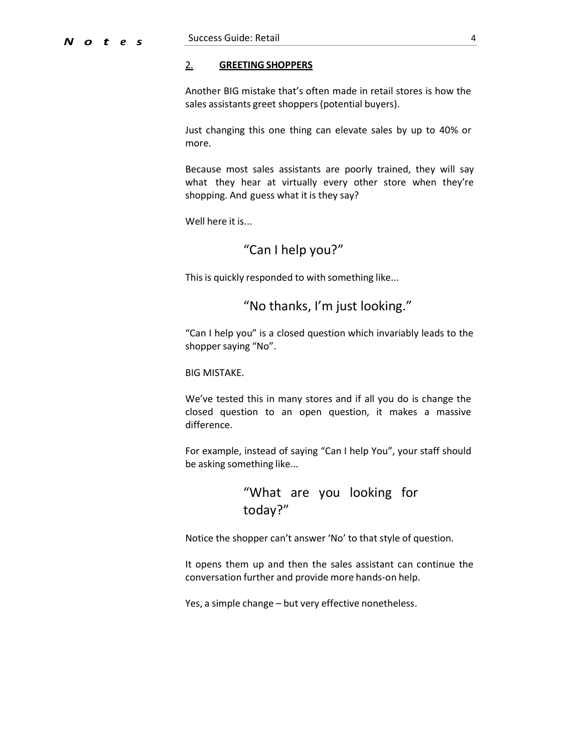## 2. GREETING SHOPPERS

Another BIG mistake that's often made in retail stores is how the sales assistants greet shoppers (potential buyers).

Just changing this one thing can elevate sales by up to 40% or more.

Because most sales assistants are poorly trained, they will say what they hear at virtually every other store when they're shopping. And guess what it is they say?

Well here it is...

> "Can I help you?"

This is quickly responded to with something like...

> "No thanks, I'm just looking."

"Can I help you" is a closed question which invariably leads to the shopper saying "No".

BIG MISTAKE.

We've tested this in many stores and if all you do is change the closed question to an open question, it makes a massive difference.

For example, instead of saying "Can I help You", your staff should be asking something like...

> "What are you looking for today?"

Notice the shopper can't answer 'No' to that style of question.

It opens them up and then the sales assistant can continue the conversation further and provide more hands-on help.

Yes, a simple change – but very effective nonetheless.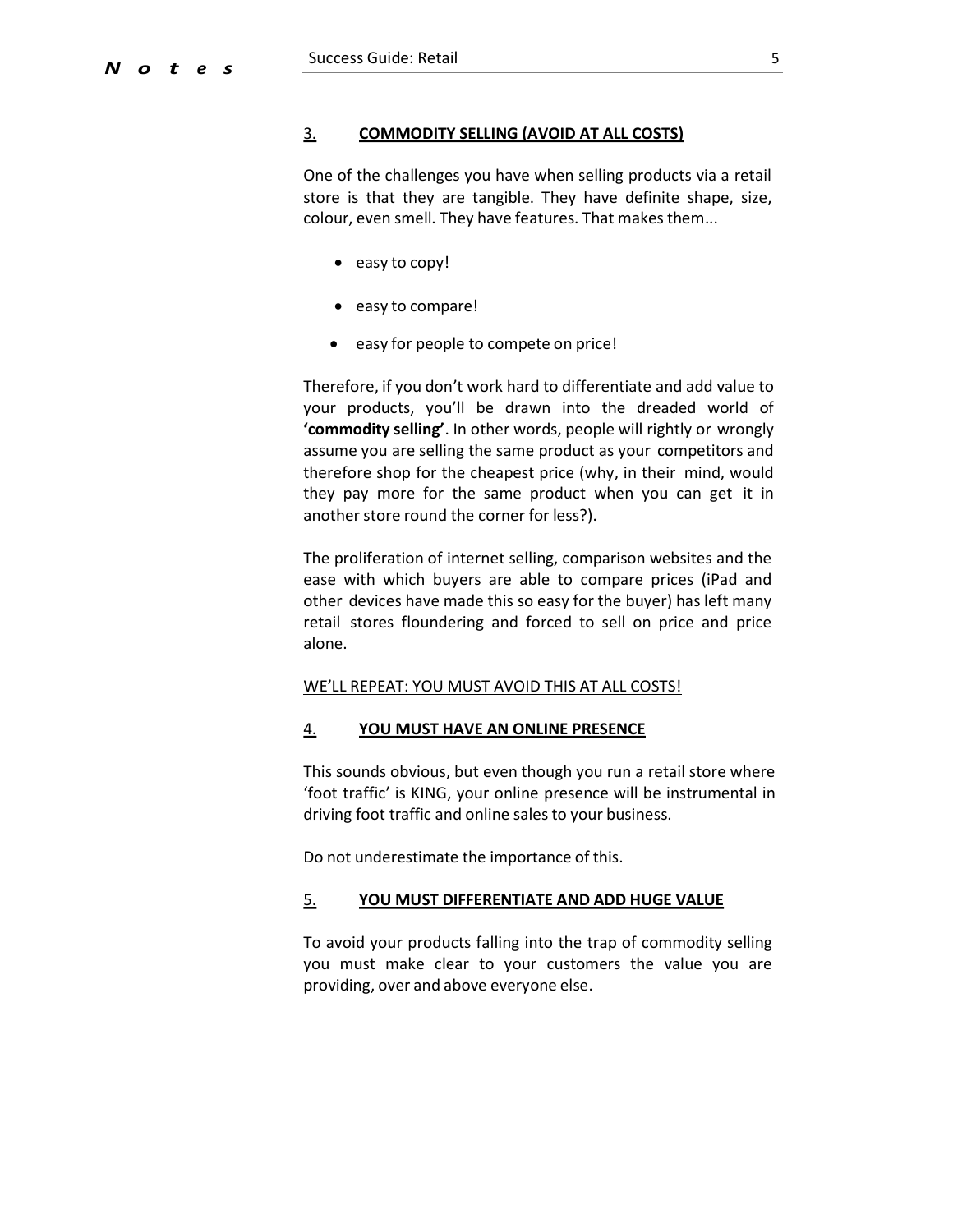## 3. COMMODITY SELLING (AVOID AT ALL COSTS)

One of the challenges you have when selling products via a retail store is that they are tangible. They have definite shape, size, colour, even smell. They have features. That makes them...

- easy to copy!
- easy to compare!
- easy for people to compete on price!

Therefore, if you don't work hard to differentiate and add value to your products, you'll be drawn into the dreaded world of **'commodity selling'**. In other words, people will rightly or wrongly assume you are selling the same product as your competitors and therefore shop for the cheapest price (why, in their mind, would they pay more for the same product when you can get it in another store round the corner for less?).

The proliferation of internet selling, comparison websites and the ease with which buyers are able to compare prices (iPad and other devices have made this so easy for the buyer) has left many retail stores floundering and forced to sell on price and price alone.

WE'LL REPEAT: YOU MUST AVOID THIS AT ALL COSTS!

## 4. YOU MUST HAVE AN ONLINE PRESENCE

This sounds obvious, but even though you run a retail store where 'foot traffic' is KING, your online presence will be instrumental in driving foot traffic and online sales to your business.

Do not underestimate the importance of this.

## 5. YOU MUST DIFFERENTIATE AND ADD HUGE VALUE

To avoid your products falling into the trap of commodity selling you must make clear to your customers the value you are providing, over and above everyone else.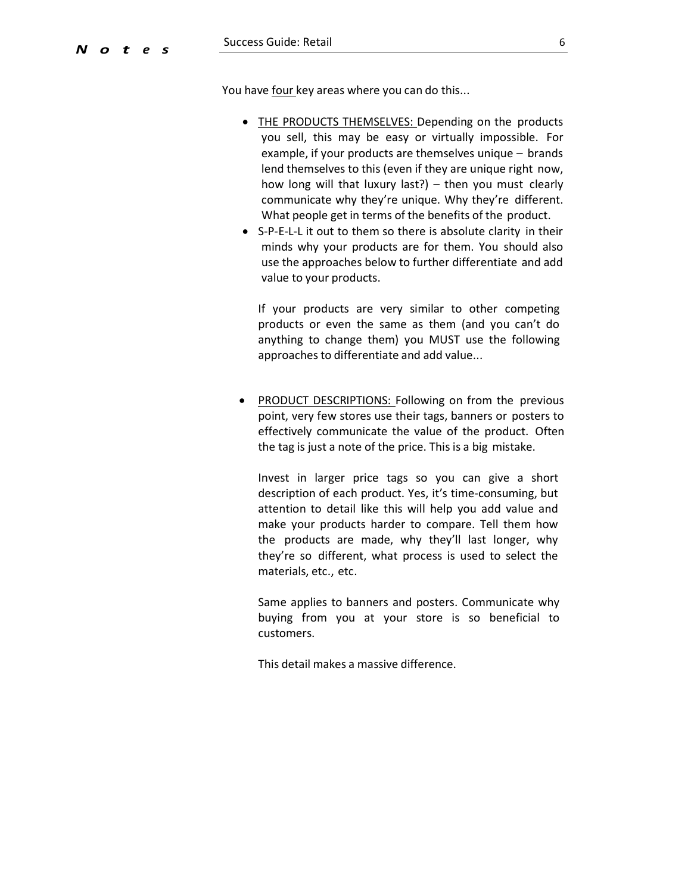You have <u>four</u> key areas where you can do this...

- <u>THE PRODUCTS THEMSELVES:</u> Depending on the products you sell, this may be easy or virtually impossible. For example, if your products are themselves unique – brands lend themselves to this (even if they are unique right now, how long will that luxury last?) – then you must clearly communicate why they're unique. Why they're different. What people get in terms of the benefits of the product.
- S-P-E-L-L it out to them so there is absolute clarity in their minds why your products are for them. You should also use the approaches below to further differentiate and add value to your products.

  If your products are very similar to other competing products or even the same as them (and you can't do anything to change them) you MUST use the following approaches to differentiate and add value...

- <u>PRODUCT DESCRIPTIONS:</u> Following on from the previous point, very few stores use their tags, banners or posters to effectively communicate the value of the product. Often the tag is just a note of the price. This is a big mistake.

  Invest in larger price tags so you can give a short description of each product. Yes, it's time-consuming, but attention to detail like this will help you add value and make your products harder to compare. Tell them how the products are made, why they'll last longer, why they're so different, what process is used to select the materials, etc., etc.

  Same applies to banners and posters. Communicate why buying from you at your store is so beneficial to customers.

  This detail makes a massive difference.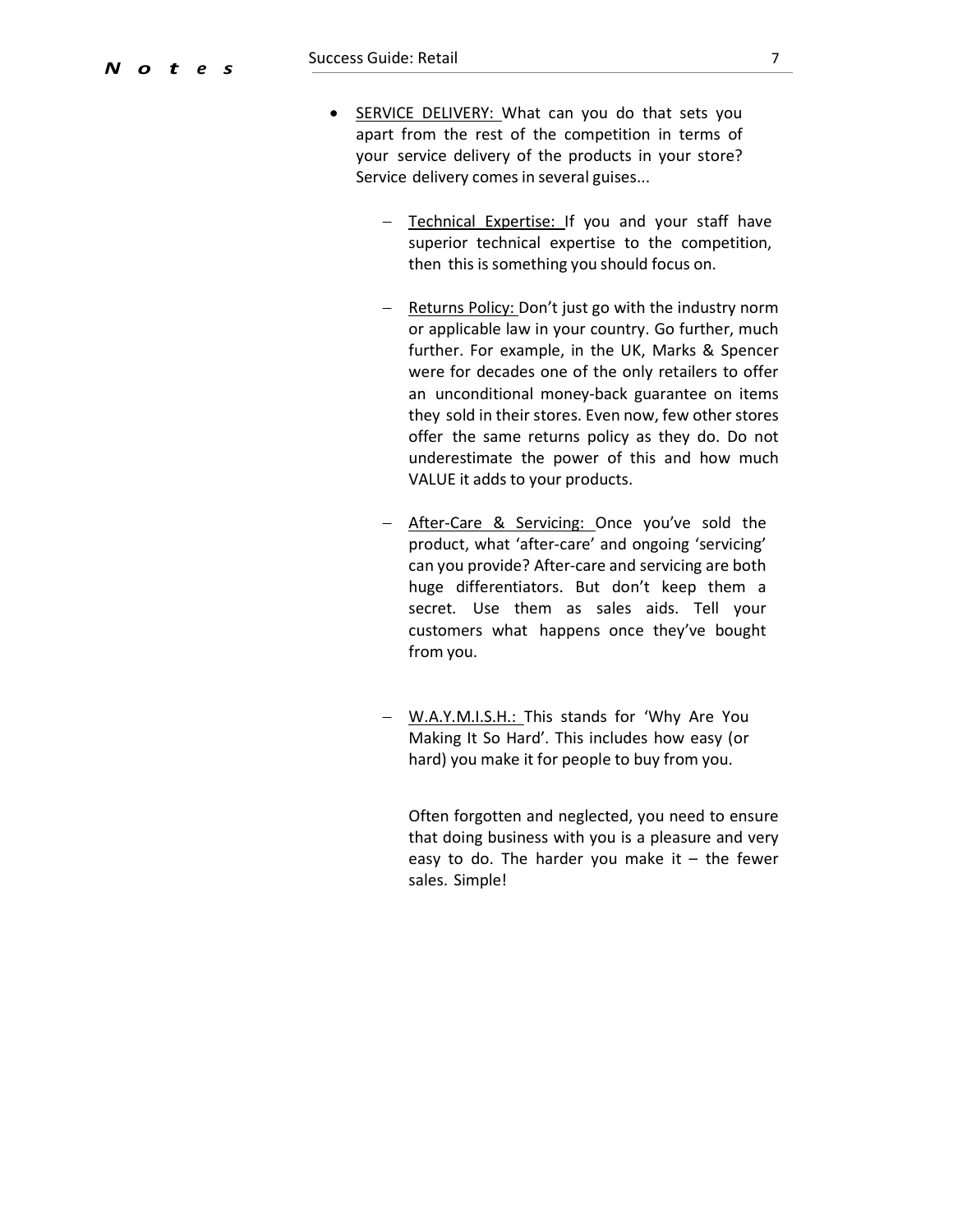- <u>SERVICE DELIVERY:</u> What can you do that sets you apart from the rest of the competition in terms of your service delivery of the products in your store? Service delivery comes in several guises...

    - <u>Technical Expertise:</u> If you and your staff have superior technical expertise to the competition, then this is something you should focus on.

    - <u>Returns Policy:</u> Don't just go with the industry norm or applicable law in your country. Go further, much further. For example, in the UK, Marks & Spencer were for decades one of the only retailers to offer an unconditional money-back guarantee on items they sold in their stores. Even now, few other stores offer the same returns policy as they do. Do not underestimate the power of this and how much VALUE it adds to your products.

    - <u>After-Care & Servicing:</u> Once you've sold the product, what 'after-care' and ongoing 'servicing' can you provide? After-care and servicing are both huge differentiators. But don't keep them a secret. Use them as sales aids. Tell your customers what happens once they've bought from you.

    - <u>W.A.Y.M.I.S.H.:</u> This stands for 'Why Are You Making It So Hard'. This includes how easy (or hard) you make it for people to buy from you.

      Often forgotten and neglected, you need to ensure that doing business with you is a pleasure and very easy to do. The harder you make it – the fewer sales. Simple!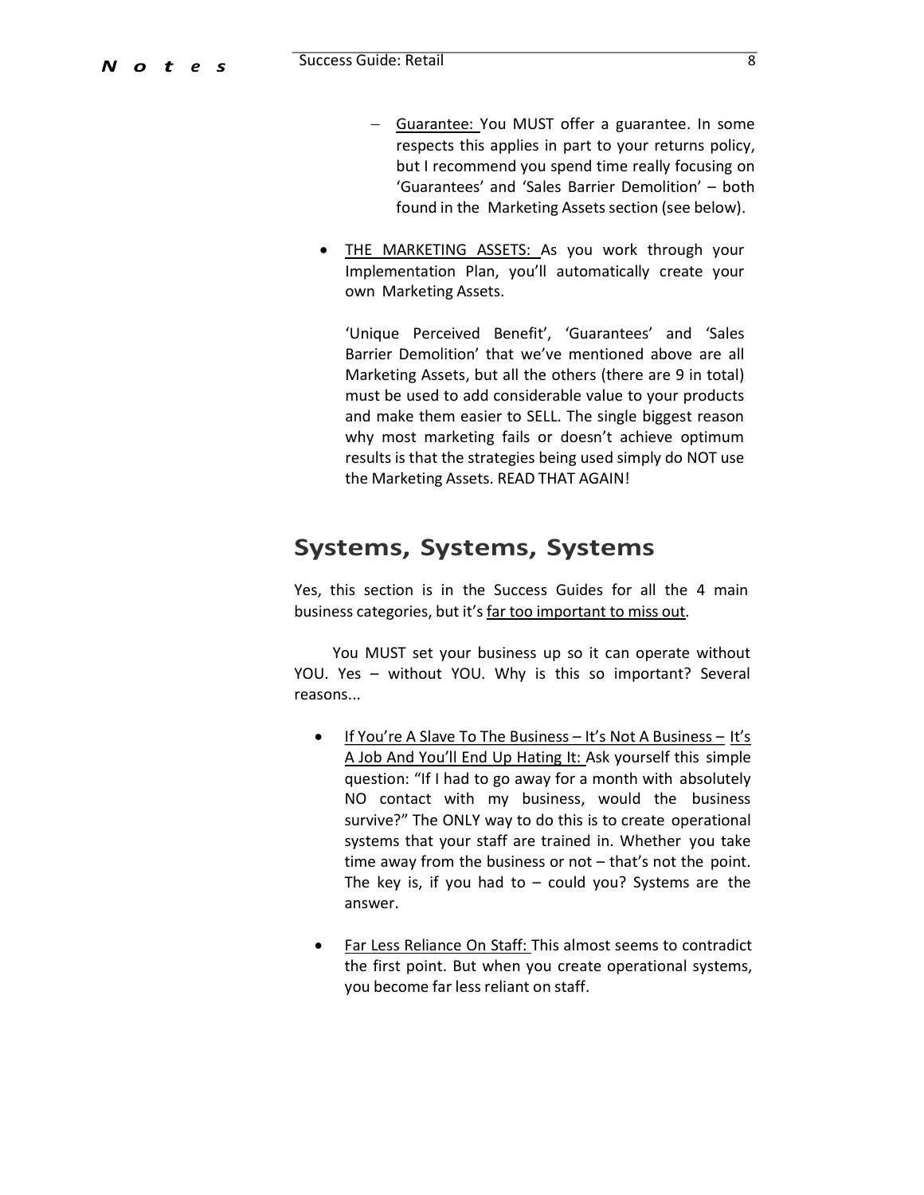- <u>Guarantee:</u> You MUST offer a guarantee. In some respects this applies in part to your returns policy, but I recommend you spend time really focusing on 'Guarantees' and 'Sales Barrier Demolition' – both found in the Marketing Assets section (see below).

- <u>THE MARKETING ASSETS:</u> As you work through your Implementation Plan, you'll automatically create your own Marketing Assets.

  'Unique Perceived Benefit', 'Guarantees' and 'Sales Barrier Demolition' that we've mentioned above are all Marketing Assets, but all the others (there are 9 in total) must be used to add considerable value to your products and make them easier to SELL. The single biggest reason why most marketing fails or doesn't achieve optimum results is that the strategies being used simply do NOT use the Marketing Assets. READ THAT AGAIN!

## Systems, Systems, Systems

Yes, this section is in the Success Guides for all the 4 main business categories, but it's <u>far too important to miss out</u>.

You MUST set your business up so it can operate without YOU. Yes – without YOU. Why is this so important? Several reasons...

- <u>If You're A Slave To The Business – It's Not A Business – It's A Job And You'll End Up Hating It:</u> Ask yourself this simple question: "If I had to go away for a month with absolutely NO contact with my business, would the business survive?" The ONLY way to do this is to create operational systems that your staff are trained in. Whether you take time away from the business or not – that's not the point. The key is, if you had to – could you? Systems are the answer.

- <u>Far Less Reliance On Staff:</u> This almost seems to contradict the first point. But when you create operational systems, you become far less reliant on staff.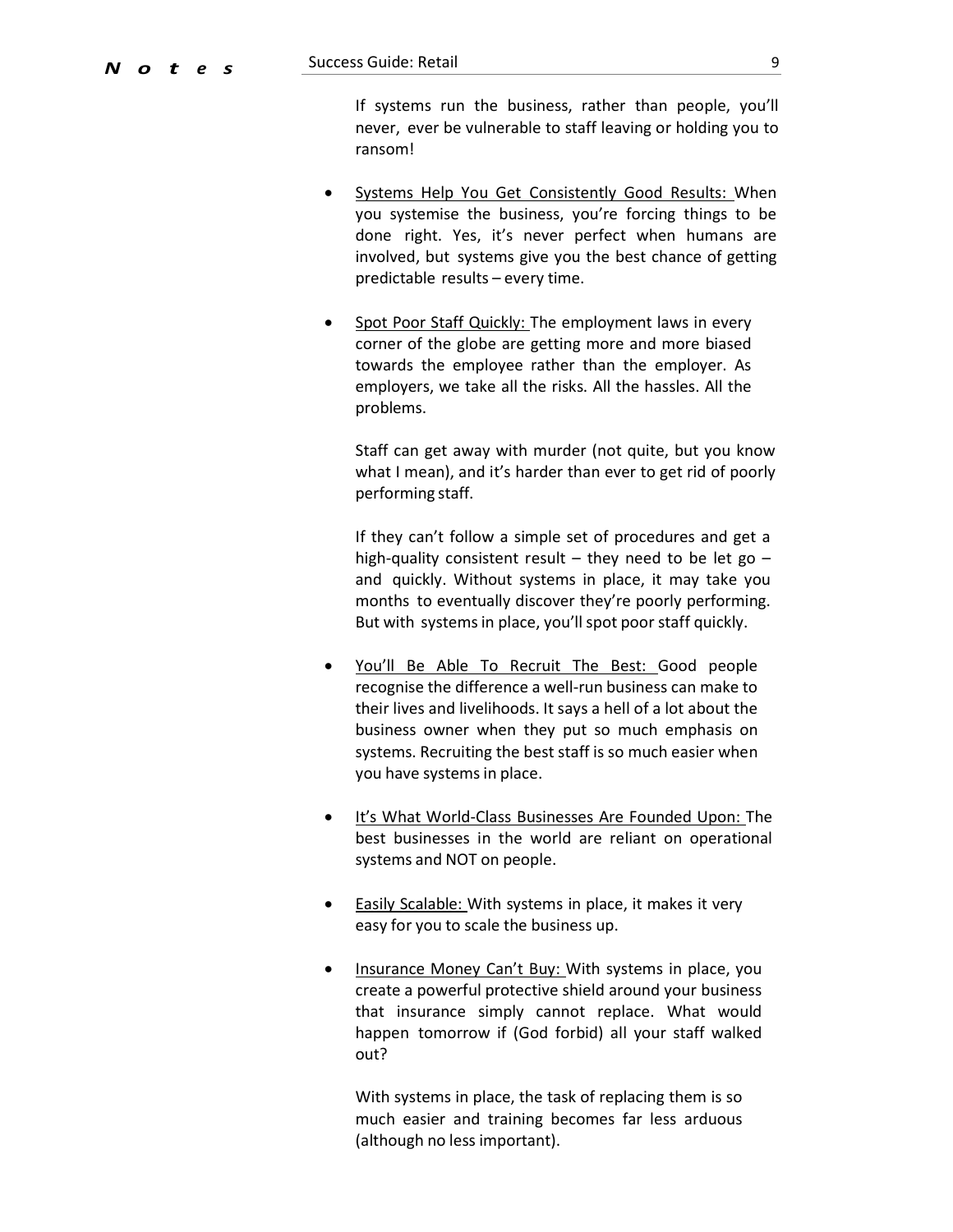If systems run the business, rather than people, you'll never, ever be vulnerable to staff leaving or holding you to ransom!

- Systems Help You Get Consistently Good Results: When you systemise the business, you're forcing things to be done right. Yes, it's never perfect when humans are involved, but systems give you the best chance of getting predictable results – every time.

- Spot Poor Staff Quickly: The employment laws in every corner of the globe are getting more and more biased towards the employee rather than the employer. As employers, we take all the risks. All the hassles. All the problems.

  Staff can get away with murder (not quite, but you know what I mean), and it's harder than ever to get rid of poorly performing staff.

  If they can't follow a simple set of procedures and get a high-quality consistent result – they need to be let go – and quickly. Without systems in place, it may take you months to eventually discover they're poorly performing. But with systems in place, you'll spot poor staff quickly.

- You'll Be Able To Recruit The Best: Good people recognise the difference a well-run business can make to their lives and livelihoods. It says a hell of a lot about the business owner when they put so much emphasis on systems. Recruiting the best staff is so much easier when you have systems in place.

- It's What World-Class Businesses Are Founded Upon: The best businesses in the world are reliant on operational systems and NOT on people.

- Easily Scalable: With systems in place, it makes it very easy for you to scale the business up.

- Insurance Money Can't Buy: With systems in place, you create a powerful protective shield around your business that insurance simply cannot replace. What would happen tomorrow if (God forbid) all your staff walked out?

  With systems in place, the task of replacing them is so much easier and training becomes far less arduous (although no less important).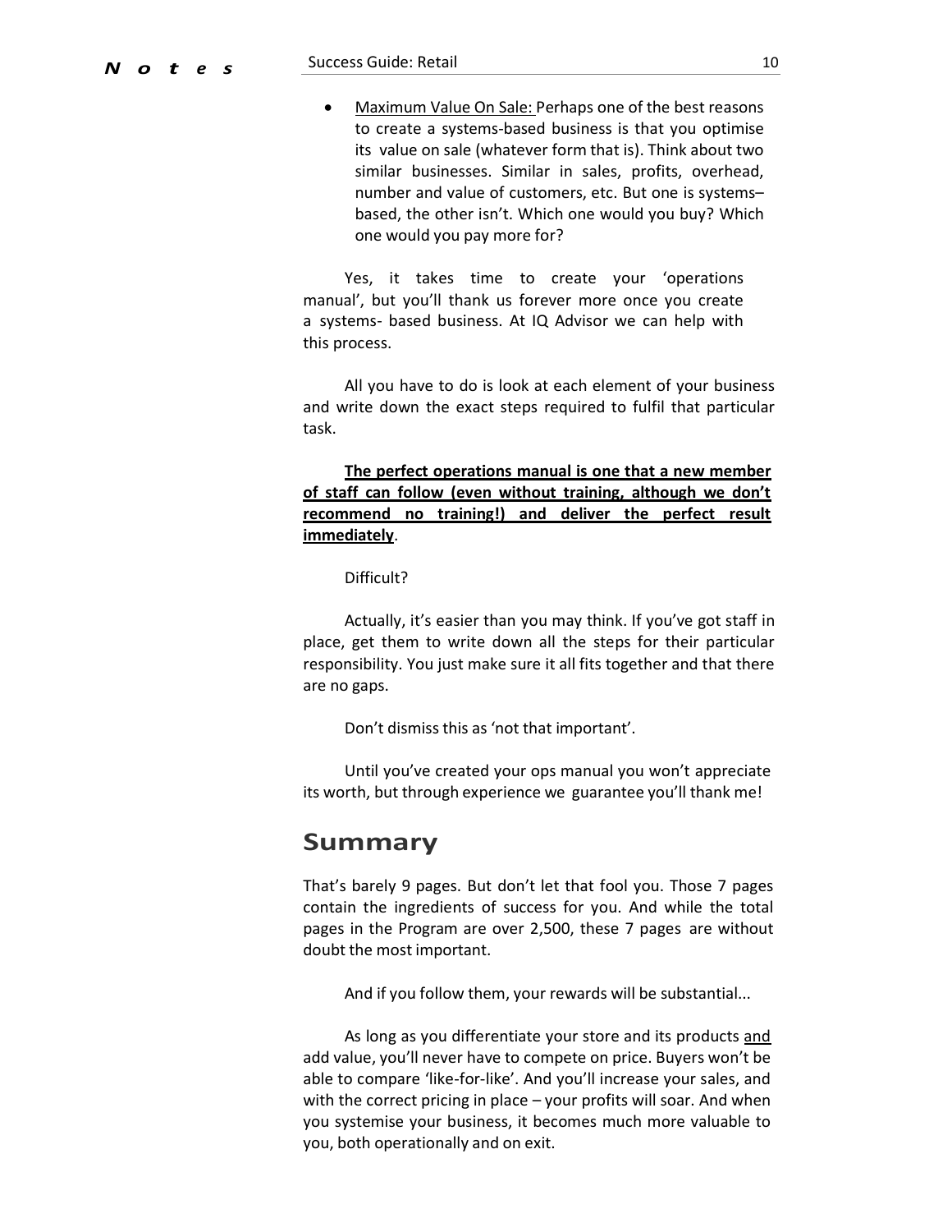- Maximum Value On Sale: Perhaps one of the best reasons to create a systems-based business is that you optimise its value on sale (whatever form that is). Think about two similar businesses. Similar in sales, profits, overhead, number and value of customers, etc. But one is systems–based, the other isn't. Which one would you buy? Which one would you pay more for?

Yes, it takes time to create your 'operations manual', but you'll thank us forever more once you create a systems- based business. At IQ Advisor we can help with this process.

All you have to do is look at each element of your business and write down the exact steps required to fulfil that particular task.

**The perfect operations manual is one that a new member of staff can follow (even without training, although we don't recommend no training!) and deliver the perfect result immediately**.

Difficult?

Actually, it's easier than you may think. If you've got staff in place, get them to write down all the steps for their particular responsibility. You just make sure it all fits together and that there are no gaps.

Don't dismiss this as 'not that important'.

Until you've created your ops manual you won't appreciate its worth, but through experience we guarantee you'll thank me!

## Summary

That's barely 9 pages. But don't let that fool you. Those 7 pages contain the ingredients of success for you. And while the total pages in the Program are over 2,500, these 7 pages are without doubt the most important.

And if you follow them, your rewards will be substantial...

As long as you differentiate your store and its products and add value, you'll never have to compete on price. Buyers won't be able to compare 'like-for-like'. And you'll increase your sales, and with the correct pricing in place – your profits will soar. And when you systemise your business, it becomes much more valuable to you, both operationally and on exit.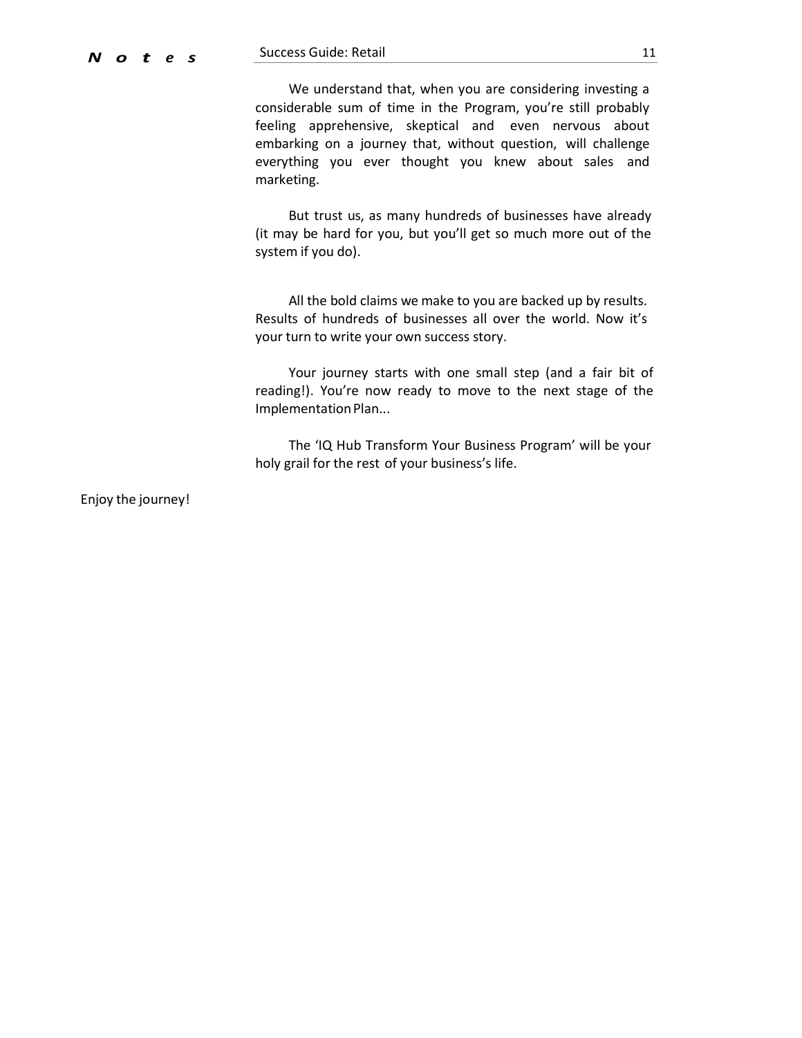We understand that, when you are considering investing a considerable sum of time in the Program, you're still probably feeling apprehensive, skeptical and even nervous about embarking on a journey that, without question, will challenge everything you ever thought you knew about sales and marketing.

But trust us, as many hundreds of businesses have already (it may be hard for you, but you'll get so much more out of the system if you do).

All the bold claims we make to you are backed up by results. Results of hundreds of businesses all over the world. Now it's your turn to write your own success story.

Your journey starts with one small step (and a fair bit of reading!). You're now ready to move to the next stage of the Implementation Plan...

The 'IQ Hub Transform Your Business Program' will be your holy grail for the rest of your business's life.

Enjoy the journey!